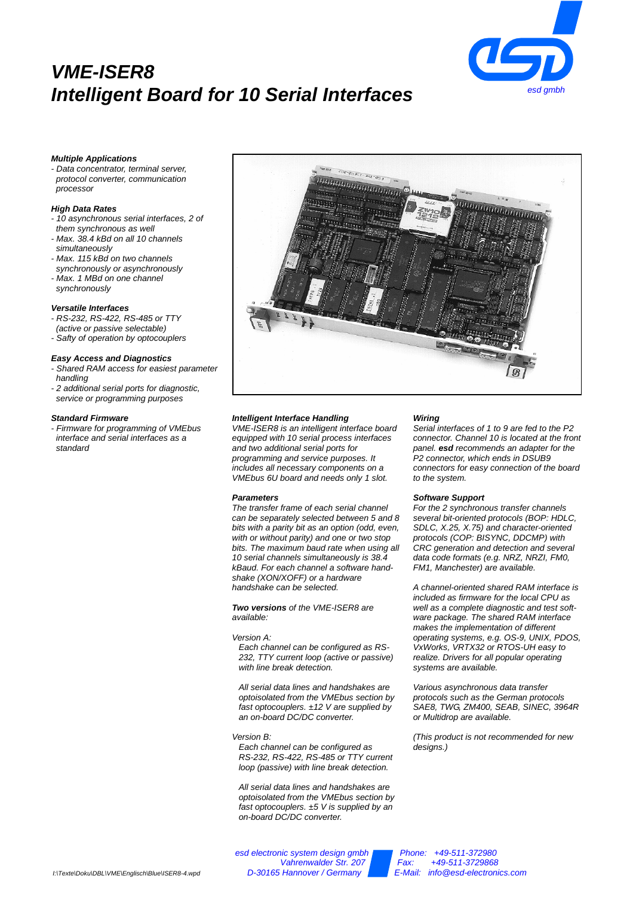# VE-ISER8

# Intelligent Board for 10 Serial Interfaces

esd gmbh

***Multiple Applications***
- *Data concentrator, terminal server, protocol converter, communication processor*

***High Data Rates***
- *10 asynchronous serial interfaces, 2 of them synchronous as well*
- *Max. 38.4 kBd on all 10 channels simultaneously*
- *Max. 115 kBd on two channels synchronously or asynchronously*
- *Max. 1 MBd on one channel synchronously*

***Versatile Interfaces***
- *RS-232, RS-422, RS-485 or TTY (active or passive selectable)*
- *Safty of operation by optocouplers*

***Easy Access and Diagnostics***
- *Shared RAM access for easiest parameter handling*
- *2 additional serial ports for diagnostic, service or programming purposes*

***Standard Firmware***
- *Firmware for programming of VMEbus interface and serial interfaces as a standard*

***Intelligent Interface Handling***

*VME-ISER8 is an intelligent interface board equipped with 10 serial process interfaces and two additional serial ports for programming and service purposes. It includes all necessary components on a VMEbus 6U board and needs only 1 slot.*

***Parameters***

*The transfer frame of each serial channel can be separately selected between 5 and 8 bits with a parity bit as an option (odd, even, with or without parity) and one or two stop bits. The maximum baud rate when using all 10 serial channels simultaneously is 38.4 kBaud. For each channel a software handshake (XON/XOFF) or a hardware handshake can be selected.*

***Two versions** of the VME-ISER8 are available:*

*Version A:*

*Each channel can be configured as RS-232, TTY current loop (active or passive) with line break detection.*

*All serial data lines and handshakes are optoisolated from the VMEbus section by fast optocouplers. ±12 V are supplied by an on-board DC/DC converter.*

*Version B:*

*Each channel can be configured as RS-232, RS-422, RS-485 or TTY current loop (passive) with line break detection.*

*All serial data lines and handshakes are optoisolated from the VMEbus section by fast optocouplers. ±5 V is supplied by an on-board DC/DC converter.*

***Wiring***

*Serial interfaces of 1 to 9 are fed to the P2 connector. Channel 10 is located at the front panel.* ***esd*** *recommends an adapter for the P2 connector, which ends in DSUB9 connectors for easy connection of the board to the system.*

***Software Support***

*For the 2 synchronous transfer channels several bit-oriented protocols (BOP: HDLC, SDLC, X.25, X.75) and character-oriented protocols (COP: BISYNC, DDCMP) with CRC generation and detection and several data code formats (e.g. NRZ, NRZI, FM0, FM1, Manchester) are available.*

*A channel-oriented shared RAM interface is included as firmware for the local CPU as well as a complete diagnostic and test software package. The shared RAM interface makes the implementation of different operating systems, e.g. OS-9, UNIX, PDOS, VxWorks, VRTX32 or RTOS-UH easy to realize. Drivers for all popular operating systems are available.*

*Various asynchronous data transfer protocols such as the German protocols SAE8, TWG, ZM400, SEAB, SINEC, 3964R or Multidrop are available.*

*(This product is not recommended for new designs.)*

*esd electronic system design gmbh*
*Vahrenwalder Str. 207*
*D-30165 Hannover / Germany*

*Phone: +49-511-372980*
*Fax: +49-511-3729868*
*E-Mail: info@esd-electronics.com*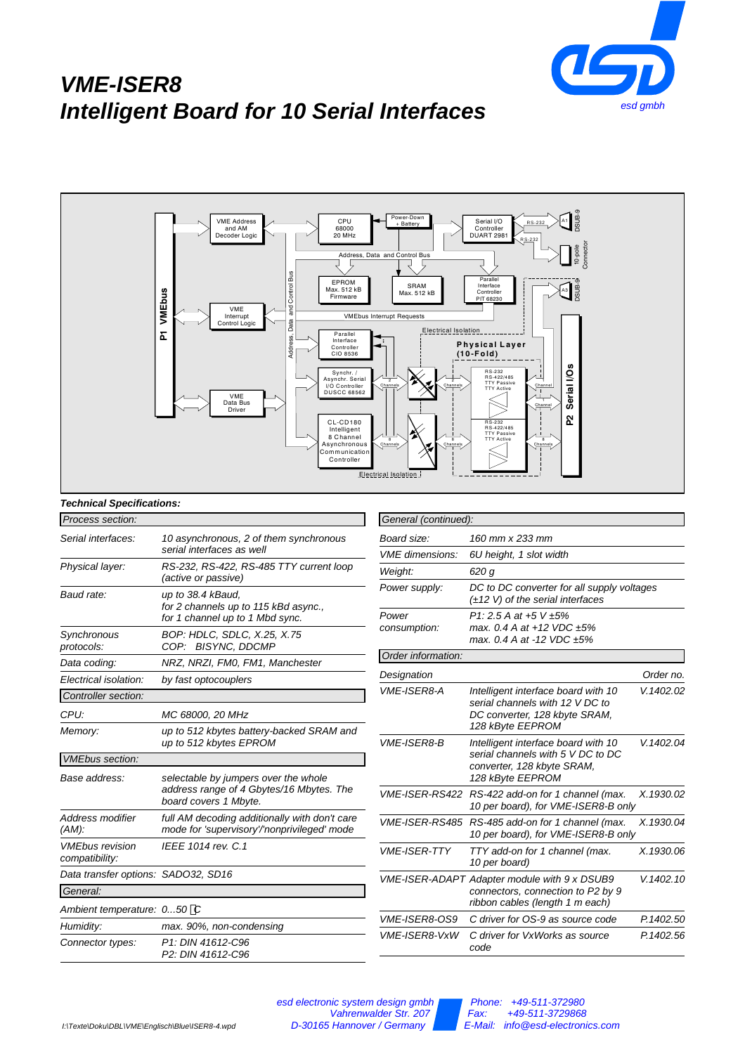# VME-ISER8

# Intelligent Board for 10 Serial Interfaces

esd gmbh

P1 VMEbus
VME Address and AM Decoder Logic
CPU 68000 20 MHz
Power-Down + Battery
Serial I/O Controller DUART 2981
RS-232
RS-232
A1
DSUB-9
10-pole Connector
Address, Data and Control Bus
EPROM Max. 512 kB Firmware
SRAM Max. 512 kB
Parallel Interface Controller PIT 68230
A3
DSUB-9
VME Interrupt Control Logic
VMEbus Interrupt Requests
Address, Data and Control Bus
Electrical Isolation
Parallel Interface Controller CIO 8536
Physical Layer (10-Fold)
Synchr. / Asynchr. Serial I/O Controller DUSCC 68562
2 Channels
2 Channels
RS-232 RS-422/485 TTY Passive TTY Active
Channel
Channel
VME Data Bus Driver
P2 Serial I/Os
CL-CD180 Intelligent 8 Channel Asynchronous Communication Controller
8 Channels
8 Channels
RS-232 RS-422/485 TTY Passive TTY Active
8 Channels
Electrical Isolation

**Technical Specifications:**

| Process section: | |
|---|---|
| Serial interfaces: | 10 asynchronous, 2 of them synchronous serial interfaces as well |
| Physical layer: | RS-232, RS-422, RS-485 TTY current loop (active or passive) |
| Baud rate: | up to 38.4 kBaud, for 2 channels up to 115 kBd async., for 1 channel up to 1 Mbd sync. |
| Synchronous protocols: | BOP: HDLC, SDLC, X.25, X.75 COP: BISYNC, DDCMP |
| Data coding: | NRZ, NRZI, FM0, FM1, Manchester |
| Electrical isolation: | by fast optocouplers |
| **Controller section:** | |
| CPU: | MC 68000, 20 MHz |
| Memory: | up to 512 kbytes battery-backed SRAM and up to 512 kbytes EPROM |
| **VMEbus section:** | |
| Base address: | selectable by jumpers over the whole address range of 4 Gbytes/16 Mbytes. The board covers 1 Mbyte. |
| Address modifier (AM): | full AM decoding additionally with don't care mode for 'supervisory'/'nonprivileged' mode |
| VMEbus revision compatibility: | IEEE 1014 rev. C.1 |
| Data transfer options: | SADO32, SD16 |
| **General:** | |
| Ambient temperature: | 0...50 °C |
| Humidity: | max. 90%, non-condensing |
| Connector types: | P1: DIN 41612-C96 P2: DIN 41612-C96 |

| General (continued): | |
|---|---|
| Board size: | 160 mm x 233 mm |
| VME dimensions: | 6U height, 1 slot width |
| Weight: | 620 g |
| Power supply: | DC to DC converter for all supply voltages (±12 V) of the serial interfaces |
| Power consumption: | P1: 2.5 A at +5 V ±5% max. 0.4 A at +12 VDC ±5% max. 0.4 A at -12 VDC ±5% |

**Order information:**

| Designation | | Order no. |
|---|---|---|
| VME-ISER8-A | Intelligent interface board with 10 serial channels with 12 V DC to DC converter, 128 kbyte SRAM, 128 kByte EEPROM | V.1402.02 |
| VME-ISER8-B | Intelligent interface board with 10 serial channels with 5 V DC to DC converter, 128 kbyte SRAM, 128 kByte EEPROM | V.1402.04 |
| VME-ISER-RS422 | RS-422 add-on for 1 channel (max. 10 per board), for VME-ISER8-B only | X.1930.02 |
| VME-ISER-RS485 | RS-485 add-on for 1 channel (max. 10 per board), for VME-ISER8-B only | X.1930.04 |
| VME-ISER-TTY | TTY add-on for 1 channel (max. 10 per board) | X.1930.06 |
| VME-ISER-ADAPT | Adapter module with 9 x DSUB9 connectors, connection to P2 by 9 ribbon cables (length 1 m each) | V.1402.10 |
| VME-ISER8-OS9 | C driver for OS-9 as source code | P.1402.50 |
| VME-ISER8-VxW | C driver for VxWorks as source code | P.1402.56 |

esd electronic system design gmbh
Vahrenwalder Str. 207
D-30165 Hannover / Germany

Phone: +49-511-372980
Fax: +49-511-3729868
E-Mail: info@esd-electronics.com